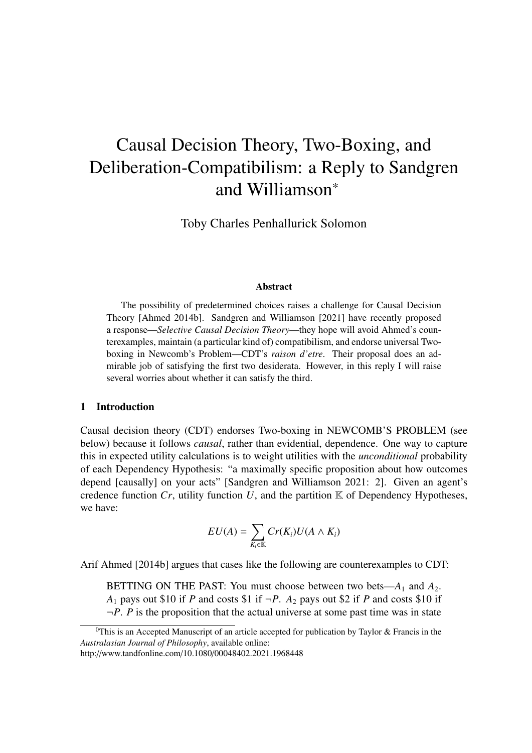# Causal Decision Theory, Two-Boxing, and Deliberation-Compatibilism: a Reply to Sandgren and Williamson*

Toby Charles Penhallurick Solomon

### Abstract

The possibility of predetermined choices raises a challenge for Causal Decision Theory [Ahmed 2014b]. Sandgren and Williamson [2021] have recently proposed a response—*Selective Causal Decision Theory*—they hope will avoid Ahmed's counterexamples, maintain (a particular kind of) compatibilism, and endorse universal Two-boxing in Newcomb's Problem—CDT's *raison d'etre*. Their proposal does an admirable job of satisfying the first two desiderata. However, in this reply I will raise several worries about whether it can satisfy the third.

## 1 Introduction

Causal decision theory (CDT) endorses Two-boxing in NEWCOMB'S PROBLEM (see below) because it follows *causal*, rather than evidential, dependence. One way to capture this in expected utility calculations is to weight utilities with the *unconditional* probability of each Dependency Hypothesis: "a maximally specific proposition about how outcomes depend [causally] on your acts" [Sandgren and Williamson 2021: 2]. Given an agent's credence function $Cr$, utility function $U$, and the partition $\mathbb{K}$ of Dependency Hypotheses, we have:

$$EU(A) = \sum_{K_i \in \mathbb{K}} Cr(K_i) U(A \wedge K_i)$$

Arif Ahmed [2014b] argues that cases like the following are counterexamples to CDT:

> BETTING ON THE PAST: You must choose between two bets—$A_1$ and $A_2$. $A_1$ pays out \$10 if $P$ and costs \$1 if $\neg P$. $A_2$ pays out \$2 if $P$ and costs \$10 if $\neg P$. $P$ is the proposition that the actual universe at some past time was in state

[0] This is an Accepted Manuscript of an article accepted for publication by Taylor & Francis in the *Australasian Journal of Philosophy*, available online: http://www.tandfonline.com/10.1080/00048402.2021.1968448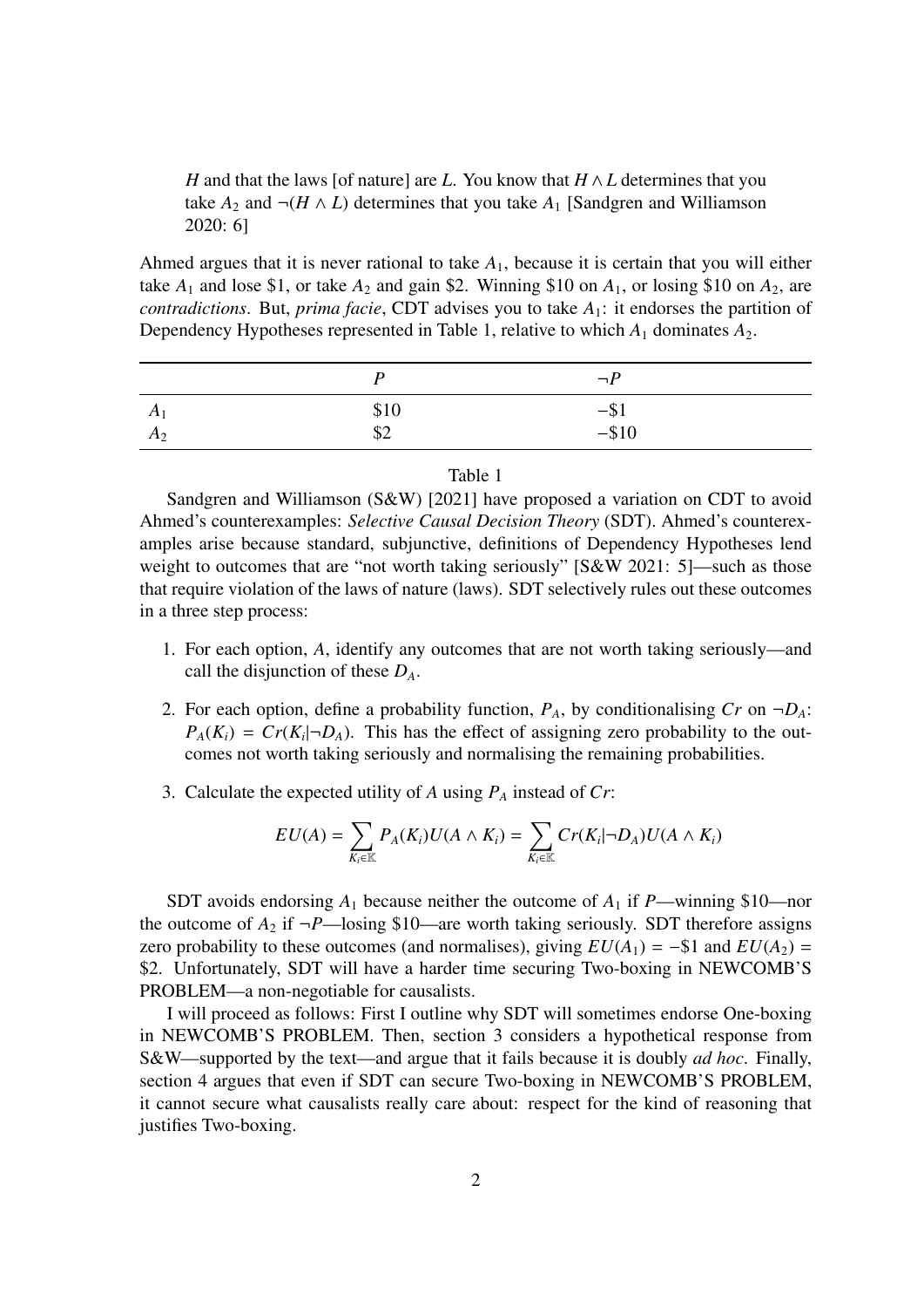$H$ and that the laws [of nature] are $L$. You know that $H \wedge L$ determines that you take $A_2$ and $\neg(H \wedge L)$ determines that you take $A_1$ [Sandgren and Williamson 2020: 6]

Ahmed argues that it is never rational to take $A_1$, because it is certain that you will either take $A_1$ and lose \$1, or take $A_2$ and gain \$2. Winning \$10 on $A_1$, or losing \$10 on $A_2$, are *contradictions*. But, *prima facie*, CDT advises you to take $A_1$: it endorses the partition of Dependency Hypotheses represented in Table 1, relative to which $A_1$ dominates $A_2$.

| | $P$ | $\neg P$ |
|---|---|---|
| $A_1$ | \$10 | $-$\$1 |
| $A_2$ | \$2 | $-$\$10 |

Table 1

Sandgren and Williamson (S&W) [2021] have proposed a variation on CDT to avoid Ahmed's counterexamples: *Selective Causal Decision Theory* (SDT). Ahmed's counterexamples arise because standard, subjunctive, definitions of Dependency Hypotheses lend weight to outcomes that are "not worth taking seriously" [S&W 2021: 5]—such as those that require violation of the laws of nature (laws). SDT selectively rules out these outcomes in a three step process:

1. For each option, $A$, identify any outcomes that are not worth taking seriously—and call the disjunction of these $D_A$.
2. For each option, define a probability function, $P_A$, by conditionalising $Cr$ on $\neg D_A$: $P_A(K_i) = Cr(K_i|\neg D_A)$. This has the effect of assigning zero probability to the outcomes not worth taking seriously and normalising the remaining probabilities.
3. Calculate the expected utility of $A$ using $P_A$ instead of $Cr$:

$$EU(A) = \sum_{K_i \in \mathbb{K}} P_A(K_i) U(A \wedge K_i) = \sum_{K_i \in \mathbb{K}} Cr(K_i|\neg D_A) U(A \wedge K_i)$$

SDT avoids endorsing $A_1$ because neither the outcome of $A_1$ if $P$—winning \$10—nor the outcome of $A_2$ if $\neg P$—losing \$10—are worth taking seriously. SDT therefore assigns zero probability to these outcomes (and normalises), giving $EU(A_1) = -\$1$ and $EU(A_2) = \$2$. Unfortunately, SDT will have a harder time securing Two-boxing in NEWCOMB'S PROBLEM—a non-negotiable for causalists.

I will proceed as follows: First I outline why SDT will sometimes endorse One-boxing in NEWCOMB'S PROBLEM. Then, section 3 considers a hypothetical response from S&W—supported by the text—and argue that it fails because it is doubly *ad hoc*. Finally, section 4 argues that even if SDT can secure Two-boxing in NEWCOMB'S PROBLEM, it cannot secure what causalists really care about: respect for the kind of reasoning that justifies Two-boxing.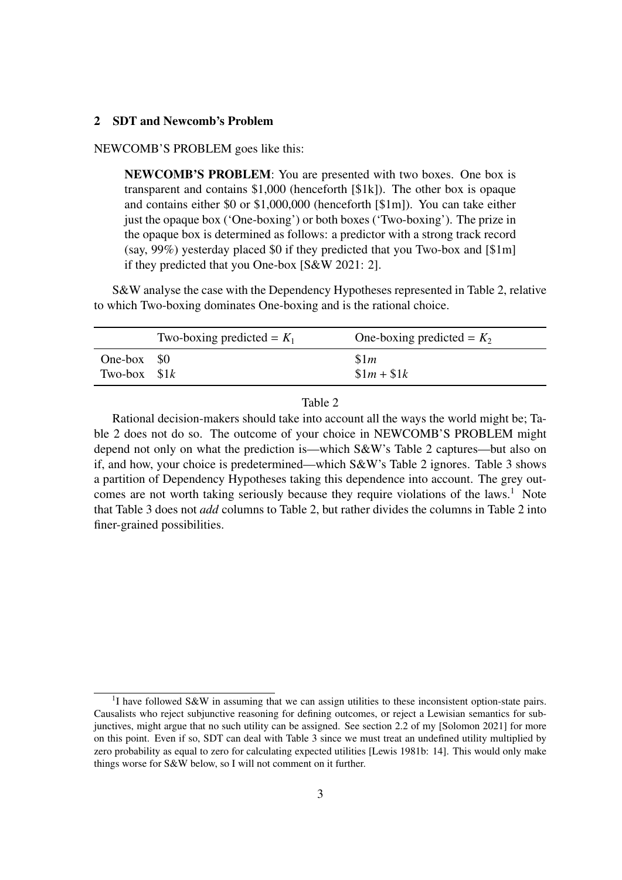## 2 SDT and Newcomb's Problem

NEWCOMB'S PROBLEM goes like this:

> **NEWCOMB'S PROBLEM**: You are presented with two boxes. One box is transparent and contains $1,000 (henceforth [$1k]). The other box is opaque and contains either $0 or $1,000,000 (henceforth [$1m]). You can take either just the opaque box ('One-boxing') or both boxes ('Two-boxing'). The prize in the opaque box is determined as follows: a predictor with a strong track record (say, 99%) yesterday placed $0 if they predicted that you Two-box and [$1m] if they predicted that you One-box [S&W 2021: 2].

S&W analyse the case with the Dependency Hypotheses represented in Table 2, relative to which Two-boxing dominates One-boxing and is the rational choice.

| | Two-boxing predicted = $K_1$ | One-boxing predicted = $K_2$ |
|---|---|---|
| One-box | \$0 | \$1$m$ |
| Two-box | \$1$k$ | \$1$m$ + \$1$k$ |

Table 2

Rational decision-makers should take into account all the ways the world might be; Table 2 does not do so. The outcome of your choice in NEWCOMB'S PROBLEM might depend not only on what the prediction is—which S&W's Table 2 captures—but also on if, and how, your choice is predetermined—which S&W's Table 2 ignores. Table 3 shows a partition of Dependency Hypotheses taking this dependence into account. The grey outcomes are not worth taking seriously because they require violations of the laws.[1] Note that Table 3 does not *add* columns to Table 2, but rather divides the columns in Table 2 into finer-grained possibilities.

[1] I have followed S&W in assuming that we can assign utilities to these inconsistent option-state pairs. Causalists who reject subjunctive reasoning for defining outcomes, or reject a Lewisian semantics for subjunctives, might argue that no such utility can be assigned. See section 2.2 of my [Solomon 2021] for more on this point. Even if so, SDT can deal with Table 3 since we must treat an undefined utility multiplied by zero probability as equal to zero for calculating expected utilities [Lewis 1981b: 14]. This would only make things worse for S&W below, so I will not comment on it further.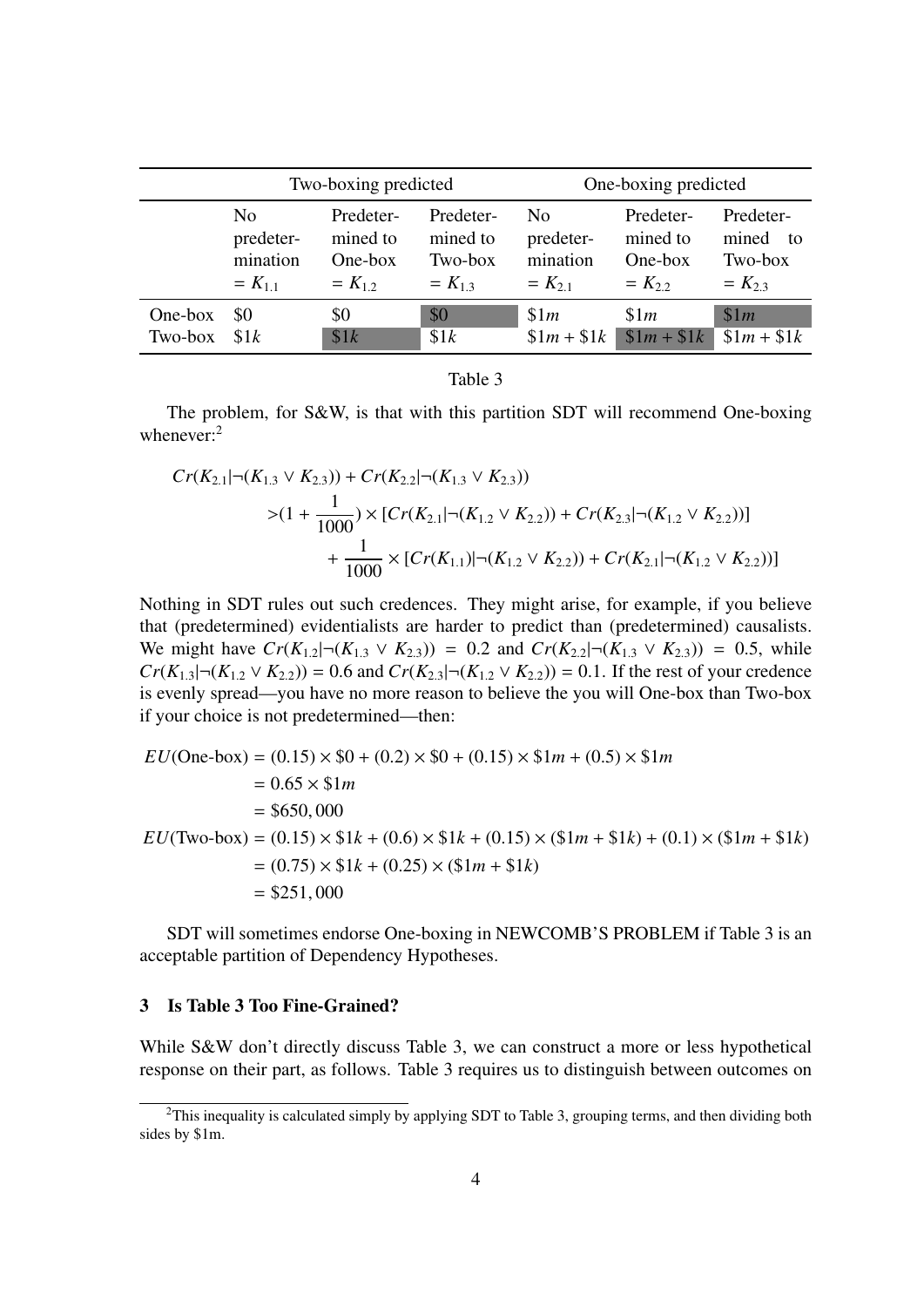| | Two-boxing predicted | | | One-boxing predicted | | |
|---|---|---|---|---|---|---|
| | No predetermination $= K_{1.1}$ | Predetermined to One-box $= K_{1.2}$ | Predetermined to Two-box $= K_{1.3}$ | No predetermination $= K_{2.1}$ | Predetermined to One-box $= K_{2.2}$ | Predetermined to Two-box $= K_{2.3}$ |
| One-box | \$0 | \$0 | \$0 | \$1$m$ | \$1$m$ | \$1$m$ |
| Two-box | \$1$k$ | \$1$k$ | \$1$k$ | \$1$m$ + \$1$k$ | \$1$m$ + \$1$k$ | \$1$m$ + \$1$k$ |

Table 3

The problem, for S&W, is that with this partition SDT will recommend One-boxing whenever:[2]

$$
\begin{aligned}
Cr(K_{2.1}|\neg(K_{1.3} \lor K_{2.3})) &+ Cr(K_{2.2}|\neg(K_{1.3} \lor K_{2.3})) \\
&> (1 + \frac{1}{1000}) \times [Cr(K_{2.1}|\neg(K_{1.2} \lor K_{2.2})) + Cr(K_{2.3}|\neg(K_{1.2} \lor K_{2.2}))] \\
&\quad + \frac{1}{1000} \times [Cr(K_{1.1})|\neg(K_{1.2} \lor K_{2.2})) + Cr(K_{2.1}|\neg(K_{1.2} \lor K_{2.2}))]
\end{aligned}
$$

Nothing in SDT rules out such credences. They might arise, for example, if you believe that (predetermined) evidentialists are harder to predict than (predetermined) causalists. We might have $Cr(K_{1.2}|\neg(K_{1.3} \lor K_{2.3})) = 0.2$ and $Cr(K_{2.2}|\neg(K_{1.3} \lor K_{2.3})) = 0.5$, while $Cr(K_{1.3}|\neg(K_{1.2} \lor K_{2.2})) = 0.6$ and $Cr(K_{2.3}|\neg(K_{1.2} \lor K_{2.2})) = 0.1$. If the rest of your credence is evenly spread—you have no more reason to believe the you will One-box than Two-box if your choice is not predetermined—then:

$$
\begin{aligned}
EU(\text{One-box}) &= (0.15) \times \$0 + (0.2) \times \$0 + (0.15) \times \$1m + (0.5) \times \$1m \\
&= 0.65 \times \$1m \\
&= \$650,000 \\
EU(\text{Two-box}) &= (0.15) \times \$1k + (0.6) \times \$1k + (0.15) \times (\$1m + \$1k) + (0.1) \times (\$1m + \$1k) \\
&= (0.75) \times \$1k + (0.25) \times (\$1m + \$1k) \\
&= \$251,000
\end{aligned}
$$

SDT will sometimes endorse One-boxing in NEWCOMB'S PROBLEM if Table 3 is an acceptable partition of Dependency Hypotheses.

## 3 Is Table 3 Too Fine-Grained?

While S&W don't directly discuss Table 3, we can construct a more or less hypothetical response on their part, as follows. Table 3 requires us to distinguish between outcomes on

[2]This inequality is calculated simply by applying SDT to Table 3, grouping terms, and then dividing both sides by \$1m.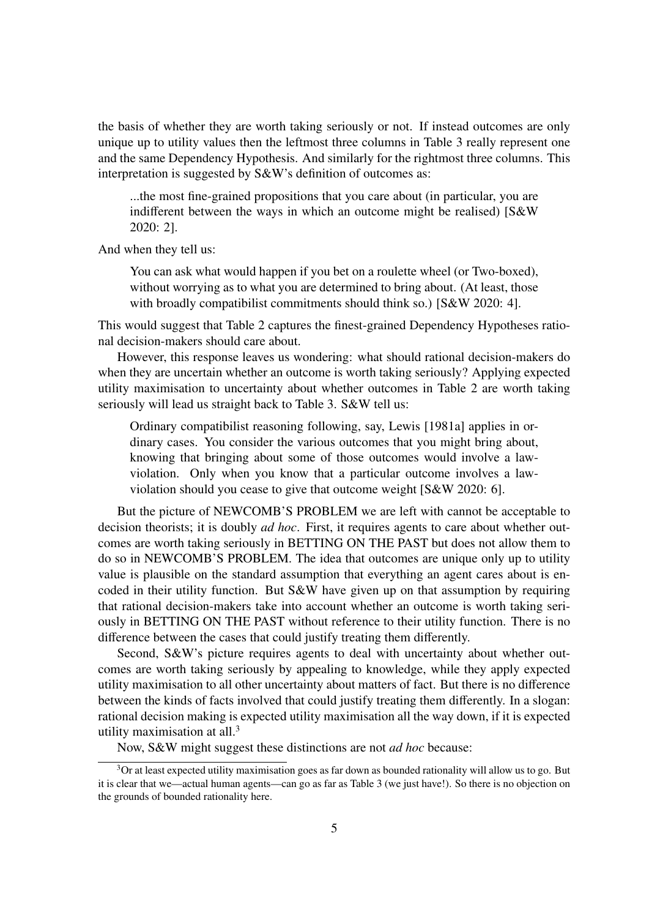the basis of whether they are worth taking seriously or not. If instead outcomes are only unique up to utility values then the leftmost three columns in Table 3 really represent one and the same Dependency Hypothesis. And similarly for the rightmost three columns. This interpretation is suggested by S&W's definition of outcomes as:

> ...the most fine-grained propositions that you care about (in particular, you are indifferent between the ways in which an outcome might be realised) [S&W 2020: 2].

And when they tell us:

> You can ask what would happen if you bet on a roulette wheel (or Two-boxed), without worrying as to what you are determined to bring about. (At least, those with broadly compatibilist commitments should think so.) [S&W 2020: 4].

This would suggest that Table 2 captures the finest-grained Dependency Hypotheses rational decision-makers should care about.

However, this response leaves us wondering: what should rational decision-makers do when they are uncertain whether an outcome is worth taking seriously? Applying expected utility maximisation to uncertainty about whether outcomes in Table 2 are worth taking seriously will lead us straight back to Table 3. S&W tell us:

> Ordinary compatibilist reasoning following, say, Lewis [1981a] applies in ordinary cases. You consider the various outcomes that you might bring about, knowing that bringing about some of those outcomes would involve a law-violation. Only when you know that a particular outcome involves a law-violation should you cease to give that outcome weight [S&W 2020: 6].

But the picture of NEWCOMB'S PROBLEM we are left with cannot be acceptable to decision theorists; it is doubly *ad hoc*. First, it requires agents to care about whether outcomes are worth taking seriously in BETTING ON THE PAST but does not allow them to do so in NEWCOMB'S PROBLEM. The idea that outcomes are unique only up to utility value is plausible on the standard assumption that everything an agent cares about is encoded in their utility function. But S&W have given up on that assumption by requiring that rational decision-makers take into account whether an outcome is worth taking seriously in BETTING ON THE PAST without reference to their utility function. There is no difference between the cases that could justify treating them differently.

Second, S&W's picture requires agents to deal with uncertainty about whether outcomes are worth taking seriously by appealing to knowledge, while they apply expected utility maximisation to all other uncertainty about matters of fact. But there is no difference between the kinds of facts involved that could justify treating them differently. In a slogan: rational decision making is expected utility maximisation all the way down, if it is expected utility maximisation at all.[3]

Now, S&W might suggest these distinctions are not *ad hoc* because:

[3] Or at least expected utility maximisation goes as far down as bounded rationality will allow us to go. But it is clear that we—actual human agents—can go as far as Table 3 (we just have!). So there is no objection on the grounds of bounded rationality here.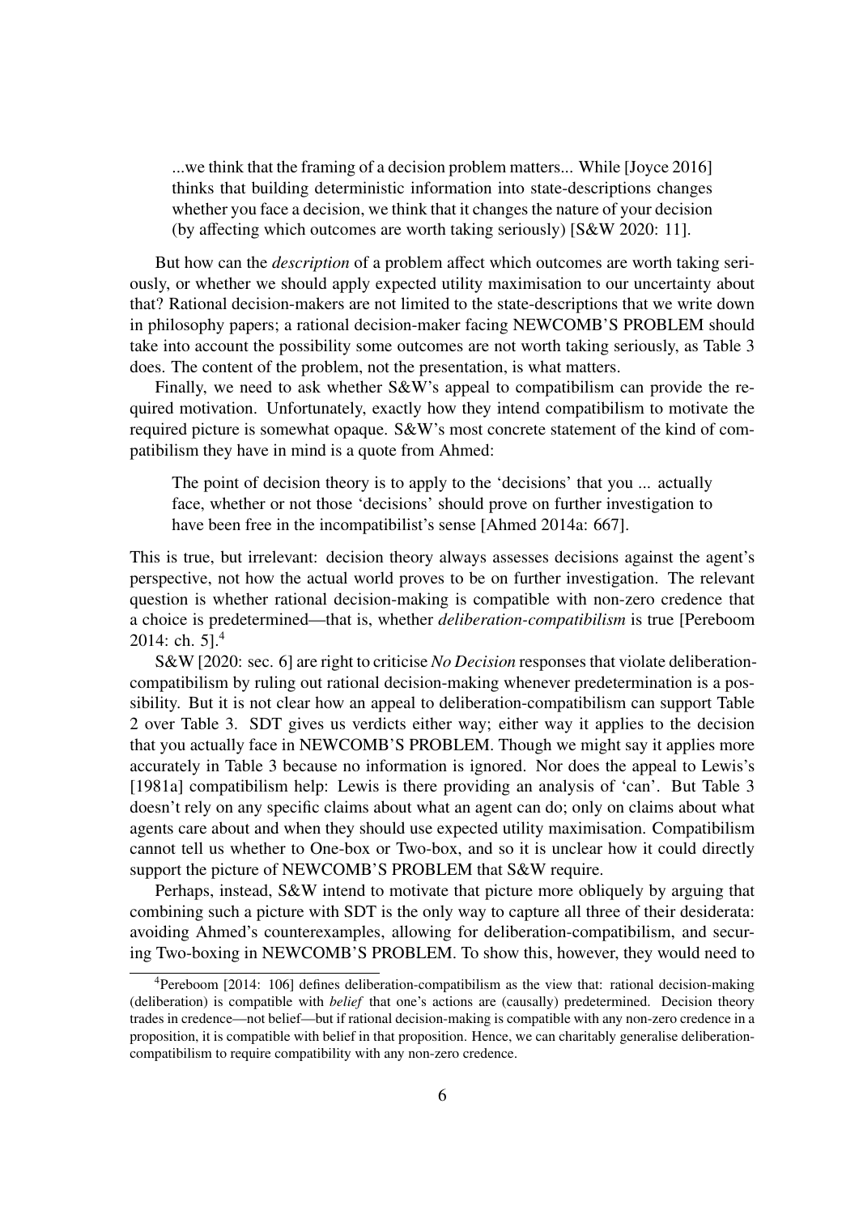> ...we think that the framing of a decision problem matters... While [Joyce 2016] thinks that building deterministic information into state-descriptions changes whether you face a decision, we think that it changes the nature of your decision (by affecting which outcomes are worth taking seriously) [S&W 2020: 11].

But how can the *description* of a problem affect which outcomes are worth taking seriously, or whether we should apply expected utility maximisation to our uncertainty about that? Rational decision-makers are not limited to the state-descriptions that we write down in philosophy papers; a rational decision-maker facing NEWCOMB'S PROBLEM should take into account the possibility some outcomes are not worth taking seriously, as Table 3 does. The content of the problem, not the presentation, is what matters.

Finally, we need to ask whether S&W's appeal to compatibilism can provide the required motivation. Unfortunately, exactly how they intend compatibilism to motivate the required picture is somewhat opaque. S&W's most concrete statement of the kind of compatibilism they have in mind is a quote from Ahmed:

> The point of decision theory is to apply to the 'decisions' that you ... actually face, whether or not those 'decisions' should prove on further investigation to have been free in the incompatibilist's sense [Ahmed 2014a: 667].

This is true, but irrelevant: decision theory always assesses decisions against the agent's perspective, not how the actual world proves to be on further investigation. The relevant question is whether rational decision-making is compatible with non-zero credence that a choice is predetermined—that is, whether *deliberation-compatibilism* is true [Pereboom 2014: ch. 5].[4]

S&W [2020: sec. 6] are right to criticise *No Decision* responses that violate deliberation-compatibilism by ruling out rational decision-making whenever predetermination is a possibility. But it is not clear how an appeal to deliberation-compatibilism can support Table 2 over Table 3. SDT gives us verdicts either way; either way it applies to the decision that you actually face in NEWCOMB'S PROBLEM. Though we might say it applies more accurately in Table 3 because no information is ignored. Nor does the appeal to Lewis's [1981a] compatibilism help: Lewis is there providing an analysis of 'can'. But Table 3 doesn't rely on any specific claims about what an agent can do; only on claims about what agents care about and when they should use expected utility maximisation. Compatibilism cannot tell us whether to One-box or Two-box, and so it is unclear how it could directly support the picture of NEWCOMB'S PROBLEM that S&W require.

Perhaps, instead, S&W intend to motivate that picture more obliquely by arguing that combining such a picture with SDT is the only way to capture all three of their desiderata: avoiding Ahmed's counterexamples, allowing for deliberation-compatibilism, and securing Two-boxing in NEWCOMB'S PROBLEM. To show this, however, they would need to

[4] Pereboom [2014: 106] defines deliberation-compatibilism as the view that: rational decision-making (deliberation) is compatible with *belief* that one's actions are (causally) predetermined. Decision theory trades in credence—not belief—but if rational decision-making is compatible with any non-zero credence in a proposition, it is compatible with belief in that proposition. Hence, we can charitably generalise deliberation-compatibilism to require compatibility with any non-zero credence.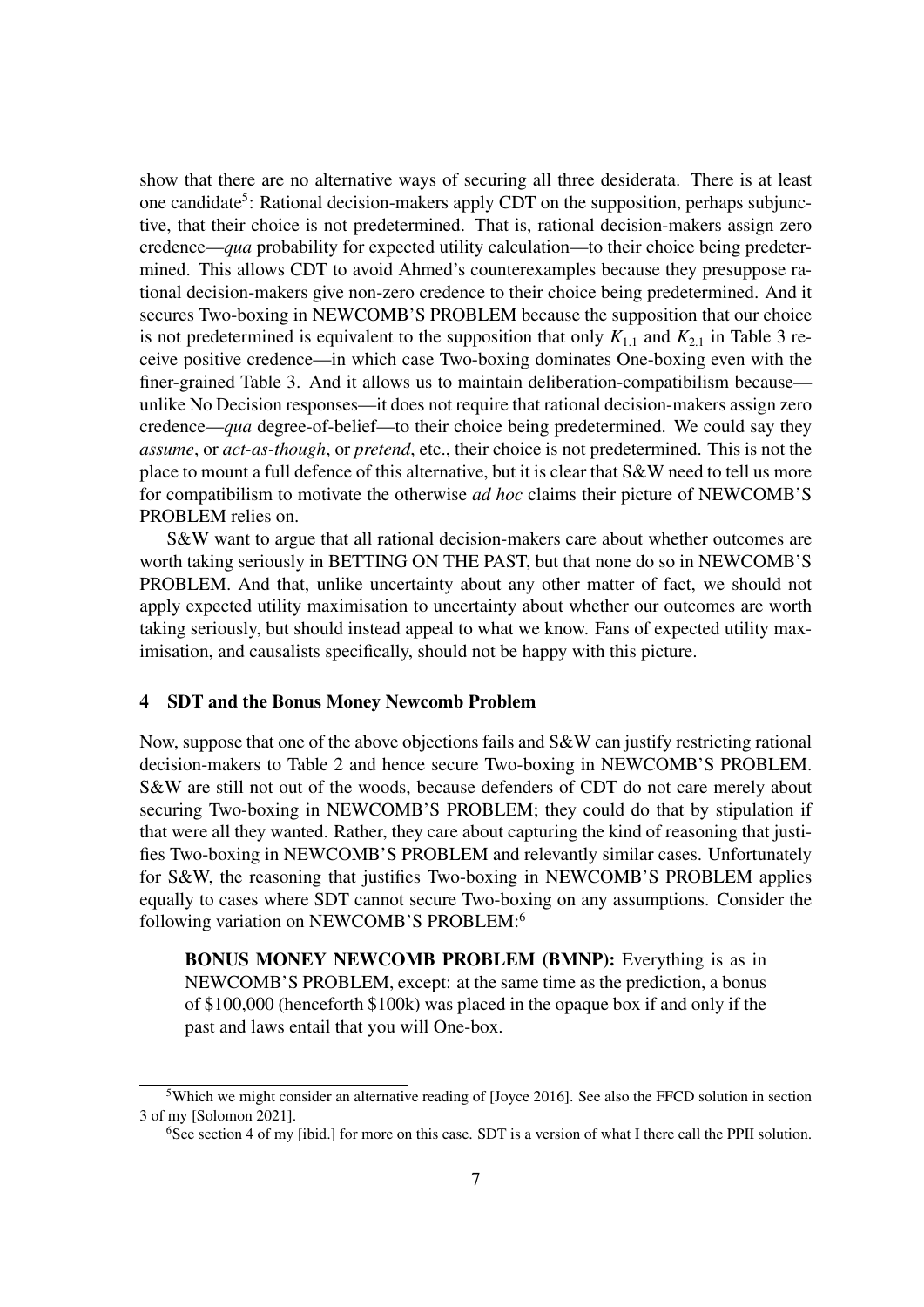show that there are no alternative ways of securing all three desiderata. There is at least one candidate[5]: Rational decision-makers apply CDT on the supposition, perhaps subjunctive, that their choice is not predetermined. That is, rational decision-makers assign zero credence—*qua* probability for expected utility calculation—to their choice being predetermined. This allows CDT to avoid Ahmed's counterexamples because they presuppose rational decision-makers give non-zero credence to their choice being predetermined. And it secures Two-boxing in NEWCOMB'S PROBLEM because the supposition that our choice is not predetermined is equivalent to the supposition that only $K_{1.1}$ and $K_{2.1}$ in Table 3 receive positive credence—in which case Two-boxing dominates One-boxing even with the finer-grained Table 3. And it allows us to maintain deliberation-compatibilism because—unlike No Decision responses—it does not require that rational decision-makers assign zero credence—*qua* degree-of-belief—to their choice being predetermined. We could say they *assume*, or *act-as-though*, or *pretend*, etc., their choice is not predetermined. This is not the place to mount a full defence of this alternative, but it is clear that S&W need to tell us more for compatibilism to motivate the otherwise *ad hoc* claims their picture of NEWCOMB'S PROBLEM relies on.

S&W want to argue that all rational decision-makers care about whether outcomes are worth taking seriously in BETTING ON THE PAST, but that none do so in NEWCOMB'S PROBLEM. And that, unlike uncertainty about any other matter of fact, we should not apply expected utility maximisation to uncertainty about whether our outcomes are worth taking seriously, but should instead appeal to what we know. Fans of expected utility maximisation, and causalists specifically, should not be happy with this picture.

## 4 SDT and the Bonus Money Newcomb Problem

Now, suppose that one of the above objections fails and S&W can justify restricting rational decision-makers to Table 2 and hence secure Two-boxing in NEWCOMB'S PROBLEM. S&W are still not out of the woods, because defenders of CDT do not care merely about securing Two-boxing in NEWCOMB'S PROBLEM; they could do that by stipulation if that were all they wanted. Rather, they care about capturing the kind of reasoning that justifies Two-boxing in NEWCOMB'S PROBLEM and relevantly similar cases. Unfortunately for S&W, the reasoning that justifies Two-boxing in NEWCOMB'S PROBLEM applies equally to cases where SDT cannot secure Two-boxing on any assumptions. Consider the following variation on NEWCOMB'S PROBLEM:[6]

> **BONUS MONEY NEWCOMB PROBLEM (BMNP):** Everything is as in NEWCOMB'S PROBLEM, except: at the same time as the prediction, a bonus of \$100,000 (henceforth \$100k) was placed in the opaque box if and only if the past and laws entail that you will One-box.

---

[5] Which we might consider an alternative reading of [Joyce 2016]. See also the FFCD solution in section 3 of my [Solomon 2021].

[6] See section 4 of my [ibid.] for more on this case. SDT is a version of what I there call the PPII solution.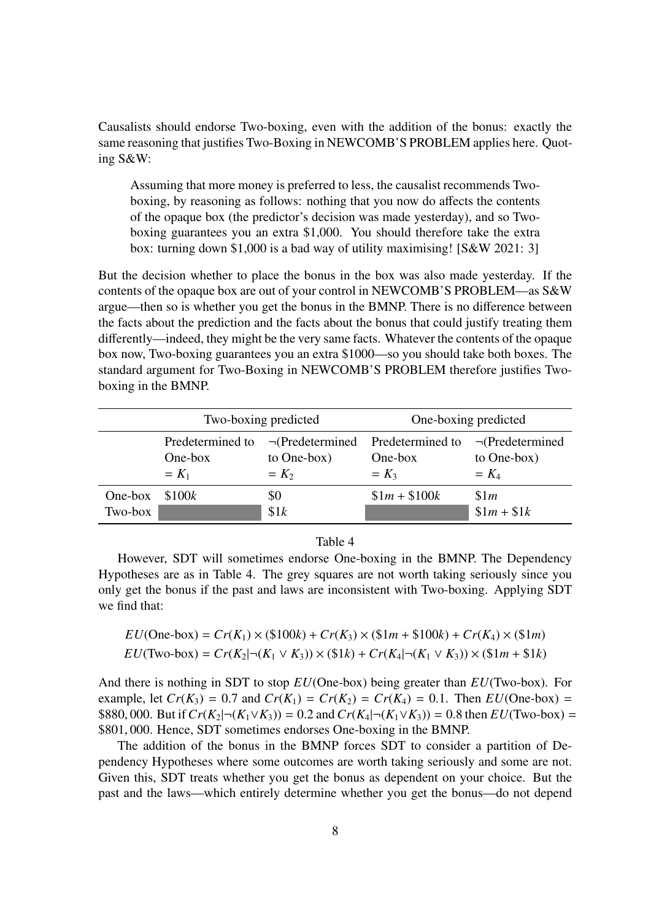Causalists should endorse Two-boxing, even with the addition of the bonus: exactly the same reasoning that justifies Two-Boxing in NEWCOMB'S PROBLEM applies here. Quoting S&W:

> Assuming that more money is preferred to less, the causalist recommends Two-boxing, by reasoning as follows: nothing that you now do affects the contents of the opaque box (the predictor's decision was made yesterday), and so Two-boxing guarantees you an extra $1,000. You should therefore take the extra box: turning down $1,000 is a bad way of utility maximising! [S&W 2021: 3]

But the decision whether to place the bonus in the box was also made yesterday. If the contents of the opaque box are out of your control in NEWCOMB'S PROBLEM—as S&W argue—then so is whether you get the bonus in the BMNP. There is no difference between the facts about the prediction and the facts about the bonus that could justify treating them differently—indeed, they might be the very same facts. Whatever the contents of the opaque box now, Two-boxing guarantees you an extra $1000—so you should take both boxes. The standard argument for Two-Boxing in NEWCOMB'S PROBLEM therefore justifies Two-boxing in the BMNP.

| | Two-boxing predicted | | One-boxing predicted | |
|---|---|---|---|---|
| | Predetermined to One-box $= K_1$ | ¬(Predetermined to One-box) $= K_2$ | Predetermined to One-box $= K_3$ | ¬(Predetermined to One-box) $= K_4$ |
| One-box | $\$100k$ | $\$0$ | $\$1m + \$100k$ | $\$1m$ |
| Two-box | | $\$1k$ | | $\$1m + \$1k$ |

Table 4

However, SDT will sometimes endorse One-boxing in the BMNP. The Dependency Hypotheses are as in Table 4. The grey squares are not worth taking seriously since you only get the bonus if the past and laws are inconsistent with Two-boxing. Applying SDT we find that:

$$EU(\text{One-box}) = Cr(K_1) \times (\$100k) + Cr(K_3) \times (\$1m + \$100k) + Cr(K_4) \times (\$1m)$$
$$EU(\text{Two-box}) = Cr(K_2|\neg(K_1 \vee K_3)) \times (\$1k) + Cr(K_4|\neg(K_1 \vee K_3)) \times (\$1m + \$1k)$$

And there is nothing in SDT to stop $EU(\text{One-box})$ being greater than $EU(\text{Two-box})$. For example, let $Cr(K_3) = 0.7$ and $Cr(K_1) = Cr(K_2) = Cr(K_4) = 0.1$. Then $EU(\text{One-box}) = \$880,000$. But if $Cr(K_2|\neg(K_1 \vee K_3)) = 0.2$ and $Cr(K_4|\neg(K_1 \vee K_3)) = 0.8$ then $EU(\text{Two-box}) = \$801,000$. Hence, SDT sometimes endorses One-boxing in the BMNP.

The addition of the bonus in the BMNP forces SDT to consider a partition of Dependency Hypotheses where some outcomes are worth taking seriously and some are not. Given this, SDT treats whether you get the bonus as dependent on your choice. But the past and the laws—which entirely determine whether you get the bonus—do not depend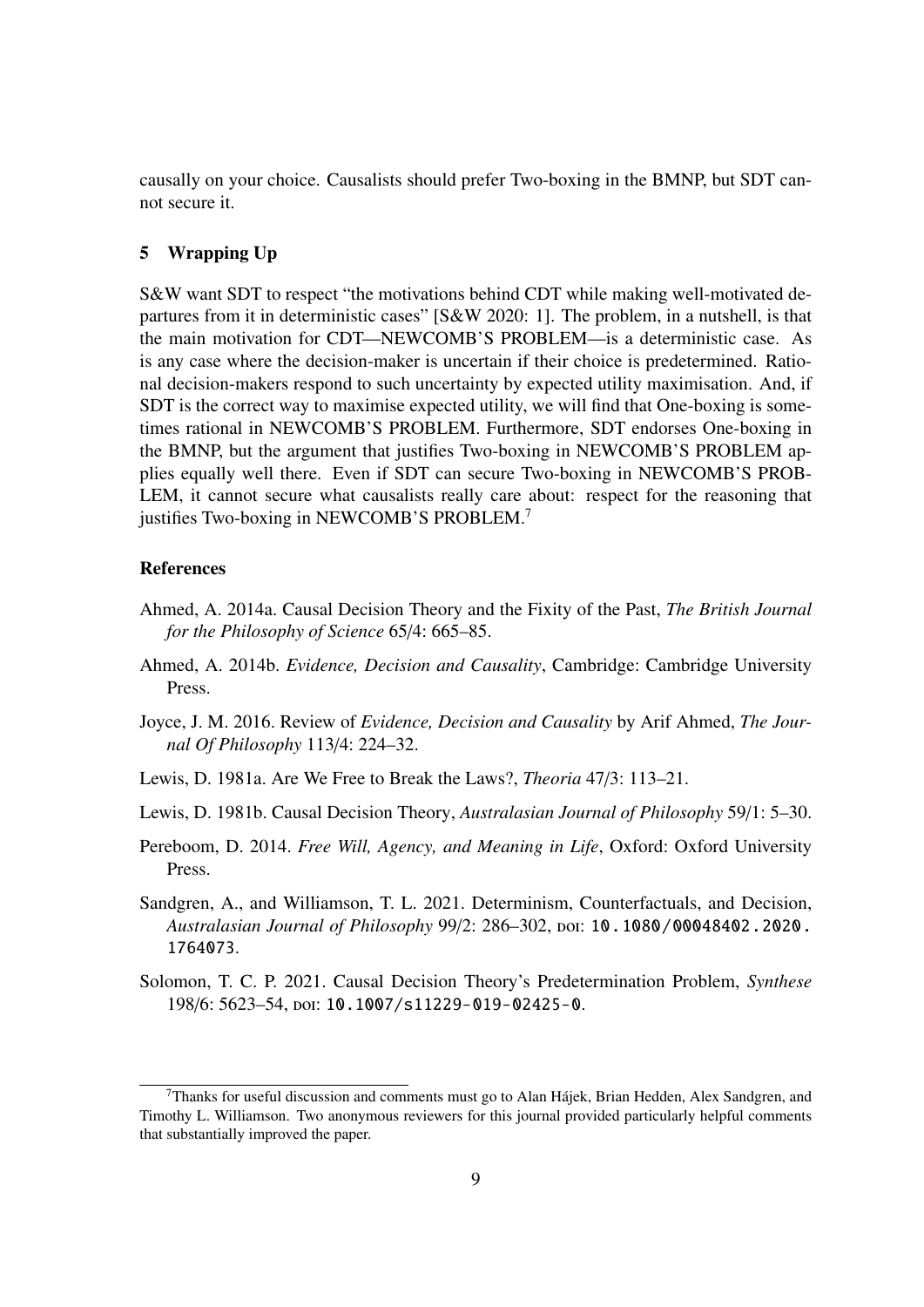causally on your choice. Causalists should prefer Two-boxing in the BMNP, but SDT cannot secure it.

## 5 Wrapping Up

S&W want SDT to respect "the motivations behind CDT while making well-motivated departures from it in deterministic cases" [S&W 2020: 1]. The problem, in a nutshell, is that the main motivation for CDT—NEWCOMB'S PROBLEM—is a deterministic case. As is any case where the decision-maker is uncertain if their choice is predetermined. Rational decision-makers respond to such uncertainty by expected utility maximisation. And, if SDT is the correct way to maximise expected utility, we will find that One-boxing is sometimes rational in NEWCOMB'S PROBLEM. Furthermore, SDT endorses One-boxing in the BMNP, but the argument that justifies Two-boxing in NEWCOMB'S PROBLEM applies equally well there. Even if SDT can secure Two-boxing in NEWCOMB'S PROBLEM, it cannot secure what causalists really care about: respect for the reasoning that justifies Two-boxing in NEWCOMB'S PROBLEM.[7]

### References

Ahmed, A. 2014a. Causal Decision Theory and the Fixity of the Past, *The British Journal for the Philosophy of Science* 65/4: 665–85.

Ahmed, A. 2014b. *Evidence, Decision and Causality*, Cambridge: Cambridge University Press.

Joyce, J. M. 2016. Review of *Evidence, Decision and Causality* by Arif Ahmed, *The Journal Of Philosophy* 113/4: 224–32.

Lewis, D. 1981a. Are We Free to Break the Laws?, *Theoria* 47/3: 113–21.

Lewis, D. 1981b. Causal Decision Theory, *Australasian Journal of Philosophy* 59/1: 5–30.

Pereboom, D. 2014. *Free Will, Agency, and Meaning in Life*, Oxford: Oxford University Press.

Sandgren, A., and Williamson, T. L. 2021. Determinism, Counterfactuals, and Decision, *Australasian Journal of Philosophy* 99/2: 286–302, DOI: 10.1080/00048402.2020.1764073.

Solomon, T. C. P. 2021. Causal Decision Theory's Predetermination Problem, *Synthese* 198/6: 5623–54, DOI: 10.1007/s11229-019-02425-0.

[7] Thanks for useful discussion and comments must go to Alan Hájek, Brian Hedden, Alex Sandgren, and Timothy L. Williamson. Two anonymous reviewers for this journal provided particularly helpful comments that substantially improved the paper.